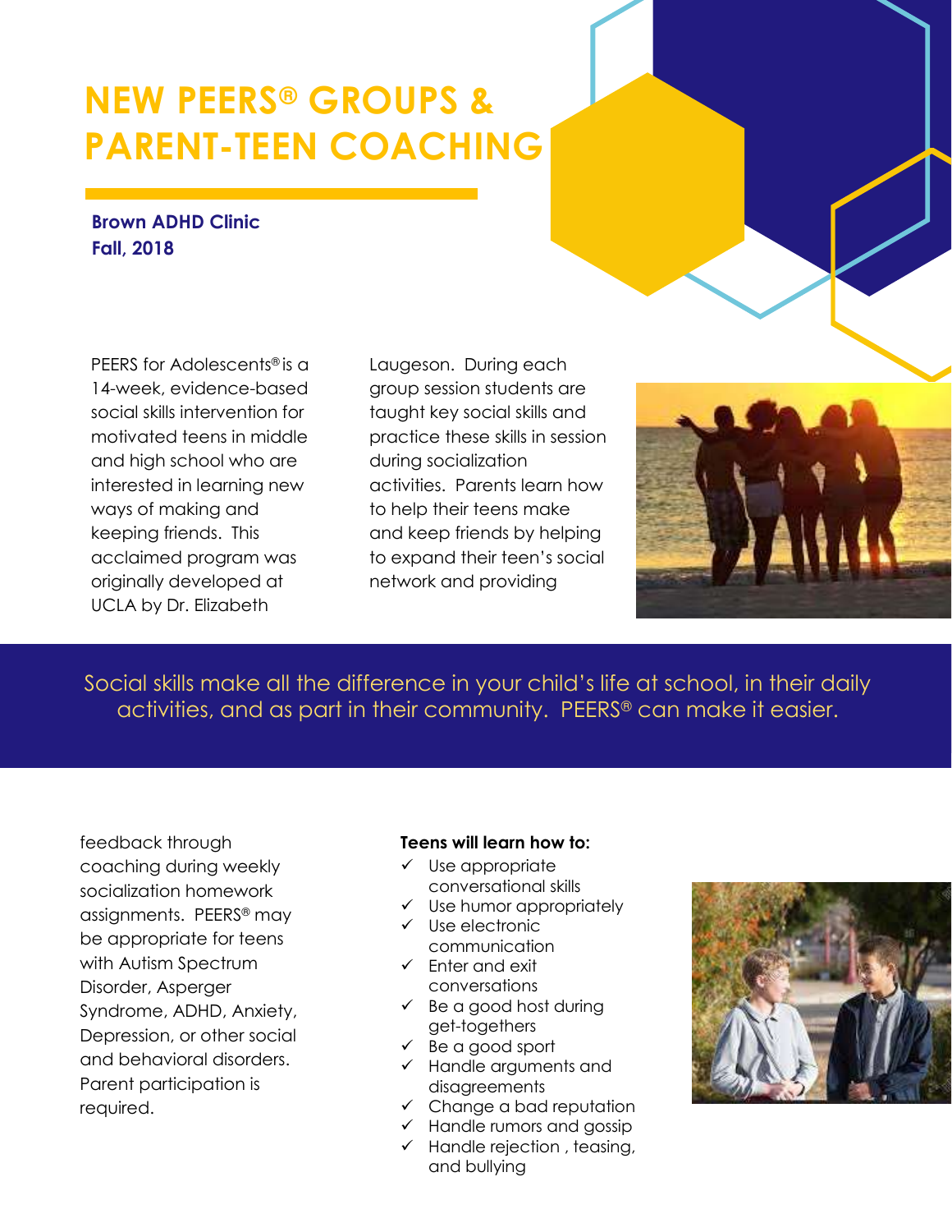# NEW PEERS® GROUPS & PARENT-TEEN COACHING

**Brown ADHD Clinic**
**Fall, 2018**

PEERS for Adolescents® is a 14-week, evidence-based social skills intervention for motivated teens in middle and high school who are interested in learning new ways of making and keeping friends. This acclaimed program was originally developed at UCLA by Dr. Elizabeth Laugeson. During each group session students are taught key social skills and practice these skills in session during socialization activities. Parents learn how to help their teens make and keep friends by helping to expand their teen's social network and providing feedback through coaching during weekly socialization homework assignments. PEERS® may be appropriate for teens with Autism Spectrum Disorder, Asperger Syndrome, ADHD, Anxiety, Depression, or other social and behavioral disorders. Parent participation is required.

Social skills make all the difference in your child's life at school, in their daily activities, and as part in their community. PEERS® can make it easier.

**Teens will learn how to:**

- ✓ Use appropriate conversational skills
- ✓ Use humor appropriately
- ✓ Use electronic communication
- ✓ Enter and exit conversations
- ✓ Be a good host during get-togethers
- ✓ Be a good sport
- ✓ Handle arguments and disagreements
- ✓ Change a bad reputation
- ✓ Handle rumors and gossip
- ✓ Handle rejection , teasing, and bullying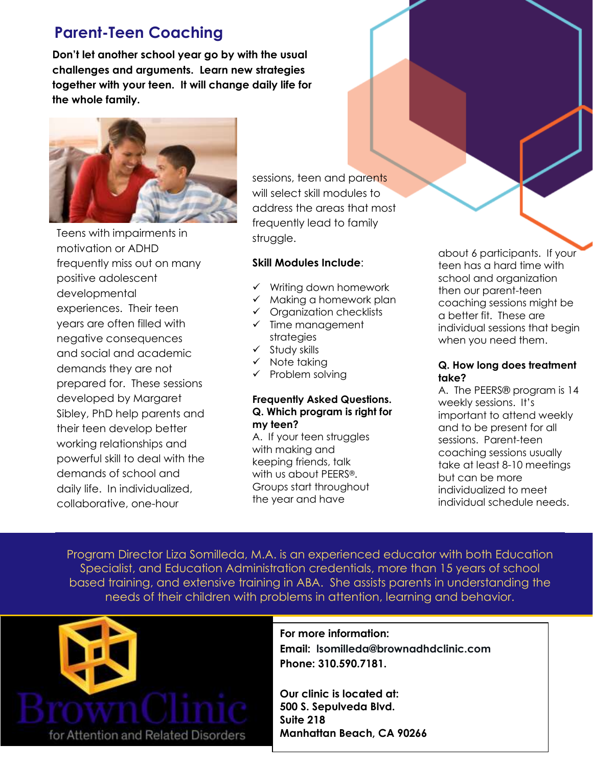## Parent-Teen Coaching

**Don't let another school year go by with the usual challenges and arguments. Learn new strategies together with your teen. It will change daily life for the whole family.**

Teens with impairments in motivation or ADHD frequently miss out on many positive adolescent developmental experiences. Their teen years are often filled with negative consequences and social and academic demands they are not prepared for. These sessions developed by Margaret Sibley, PhD help parents and their teen develop better working relationships and powerful skill to deal with the demands of school and daily life. In individualized, collaborative, one-hour sessions, teen and parents will select skill modules to address the areas that most frequently lead to family struggle.

**Skill Modules Include**:

- ✓ Writing down homework
- ✓ Making a homework plan
- ✓ Organization checklists
- ✓ Time management strategies
- ✓ Study skills
- ✓ Note taking
- ✓ Problem solving

**Frequently Asked Questions.**

**Q. Which program is right for my teen?**

A. If your teen struggles with making and keeping friends, talk with us about PEERS®. Groups start throughout the year and have about 6 participants. If your teen has a hard time with school and organization then our parent-teen coaching sessions might be a better fit. These are individual sessions that begin when you need them.

**Q. How long does treatment take?**

A. The PEERS® program is 14 weekly sessions. It's important to attend weekly and to be present for all sessions. Parent-teen coaching sessions usually take at least 8-10 meetings but can be more individualized to meet individual schedule needs.

Program Director Liza Somilleda, M.A. is an experienced educator with both Education Specialist, and Education Administration credentials, more than 15 years of school based training, and extensive training in ABA. She assists parents in understanding the needs of their children with problems in attention, learning and behavior.

BrownClinic for Attention and Related Disorders

**For more information:**
**Email: lsomilleda@brownadhdclinic.com**
**Phone: 310.590.7181.**

**Our clinic is located at:**
**500 S. Sepulveda Blvd.**
**Suite 218**
**Manhattan Beach, CA 90266**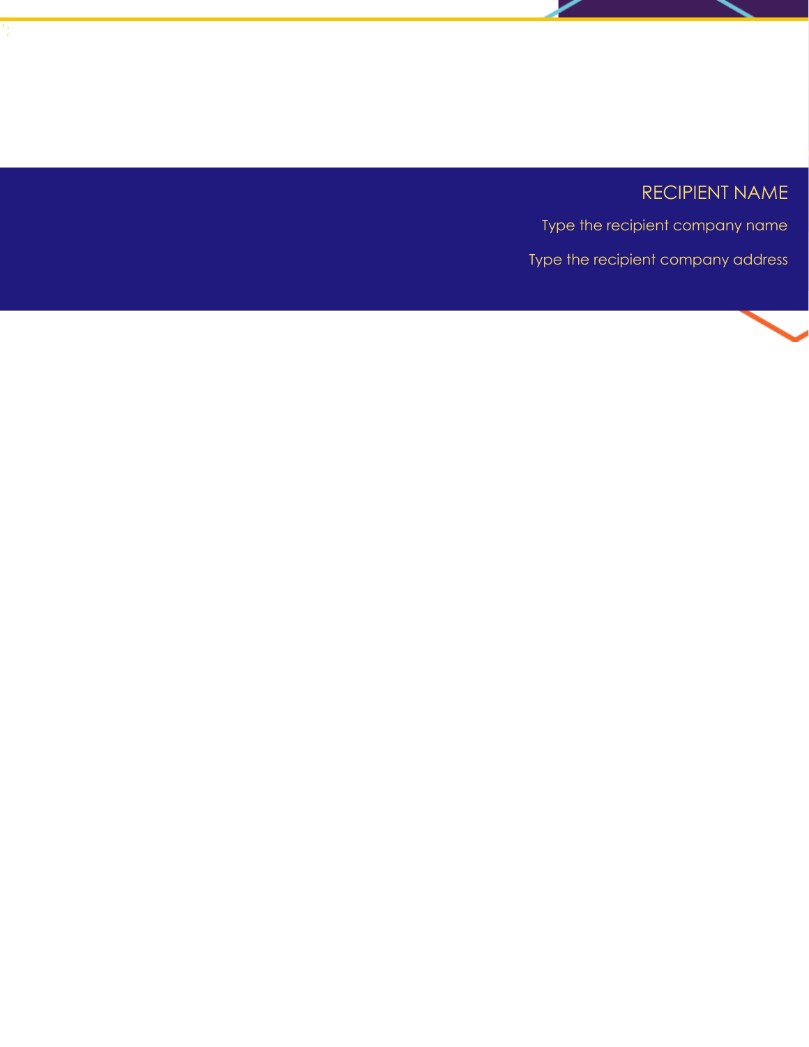RECIPIENT NAME

Type the recipient company name

Type the recipient company address